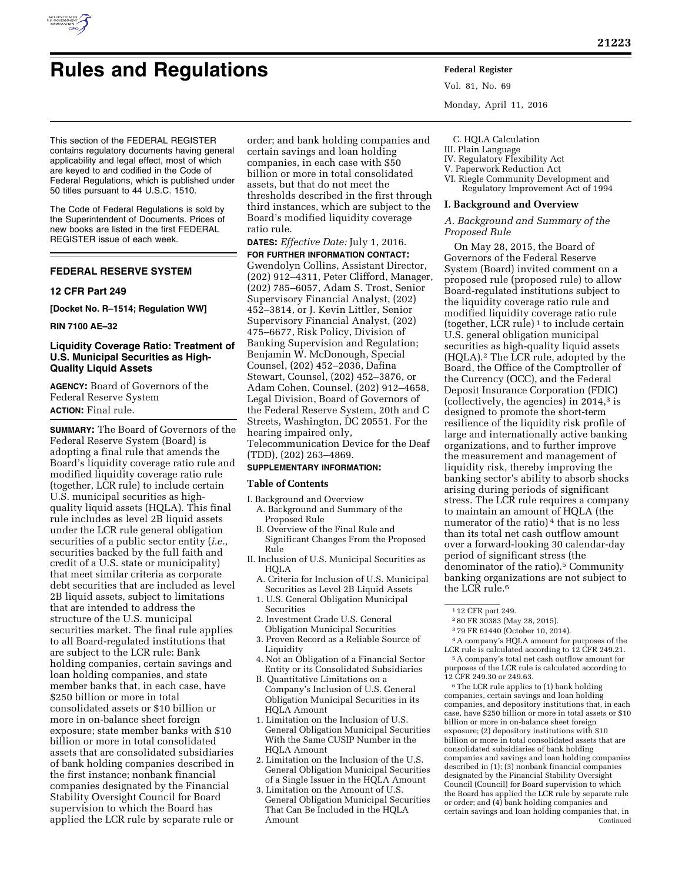# Rules and Regulations

This section of the FEDERAL REGISTER contains regulatory documents having general applicability and legal effect, most of which are keyed to and codified in the Code of Federal Regulations, which is published under 50 titles pursuant to 44 U.S.C. 1510.

The Code of Federal Regulations is sold by the Superintendent of Documents. Prices of new books are listed in the first FEDERAL REGISTER issue of each week.

## FEDERAL RESERVE SYSTEM

### 12 CFR Part 249

**[Docket No. R–1514; Regulation WW]**

**RIN 7100 AE–32**

### Liquidity Coverage Ratio: Treatment of U.S. Municipal Securities as High-Quality Liquid Assets

**AGENCY:** Board of Governors of the Federal Reserve System

**ACTION:** Final rule.

**SUMMARY:** The Board of Governors of the Federal Reserve System (Board) is adopting a final rule that amends the Board's liquidity coverage ratio rule and modified liquidity coverage ratio rule (together, LCR rule) to include certain U.S. municipal securities as high-quality liquid assets (HQLA). This final rule includes as level 2B liquid assets under the LCR rule general obligation securities of a public sector entity (*i.e.,* securities backed by the full faith and credit of a U.S. state or municipality) that meet similar criteria as corporate debt securities that are included as level 2B liquid assets, subject to limitations that are intended to address the structure of the U.S. municipal securities market. The final rule applies to all Board-regulated institutions that are subject to the LCR rule: Bank holding companies, certain savings and loan holding companies, and state member banks that, in each case, have $250 billion or more in total consolidated assets or $10 billion or more in on-balance sheet foreign exposure; state member banks with $10 billion or more in total consolidated assets that are consolidated subsidiaries of bank holding companies described in the first instance; nonbank financial companies designated by the Financial Stability Oversight Council for Board supervision to which the Board has applied the LCR rule by separate rule or order; and bank holding companies and certain savings and loan holding companies, in each case with $50 billion or more in total consolidated assets, but that do not meet the thresholds described in the first through third instances, which are subject to the Board's modified liquidity coverage ratio rule.

**DATES:** *Effective Date:* July 1, 2016.

**FOR FURTHER INFORMATION CONTACT:** Gwendolyn Collins, Assistant Director, (202) 912–4311, Peter Clifford, Manager, (202) 785–6057, Adam S. Trost, Senior Supervisory Financial Analyst, (202) 452–3814, or J. Kevin Littler, Senior Supervisory Financial Analyst, (202) 475–6677, Risk Policy, Division of Banking Supervision and Regulation; Benjamin W. McDonough, Special Counsel, (202) 452–2036, Dafina Stewart, Counsel, (202) 452–3876, or Adam Cohen, Counsel, (202) 912–4658, Legal Division, Board of Governors of the Federal Reserve System, 20th and C Streets, Washington, DC 20551. For the hearing impaired only, Telecommunication Device for the Deaf (TDD), (202) 263–4869.

**SUPPLEMENTARY INFORMATION:**

**Table of Contents**

I. Background and Overview
  A. Background and Summary of the Proposed Rule
  B. Overview of the Final Rule and Significant Changes From the Proposed Rule
II. Inclusion of U.S. Municipal Securities as HQLA
  A. Criteria for Inclusion of U.S. Municipal Securities as Level 2B Liquid Assets
  1. U.S. General Obligation Municipal Securities
  2. Investment Grade U.S. General Obligation Municipal Securities
  3. Proven Record as a Reliable Source of Liquidity
  4. Not an Obligation of a Financial Sector Entity or its Consolidated Subsidiaries
  B. Quantitative Limitations on a Company's Inclusion of U.S. General Obligation Municipal Securities in its HQLA Amount
  1. Limitation on the Inclusion of U.S. General Obligation Municipal Securities With the Same CUSIP Number in the HQLA Amount
  2. Limitation on the Inclusion of the U.S. General Obligation Municipal Securities of a Single Issuer in the HQLA Amount
  3. Limitation on the Amount of U.S. General Obligation Municipal Securities That Can Be Included in the HQLA Amount
  C. HQLA Calculation
III. Plain Language
IV. Regulatory Flexibility Act
V. Paperwork Reduction Act
VI. Riegle Community Development and Regulatory Improvement Act of 1994

### I. Background and Overview

*A. Background and Summary of the Proposed Rule*

On May 28, 2015, the Board of Governors of the Federal Reserve System (Board) invited comment on a proposed rule (proposed rule) to allow Board-regulated institutions subject to the liquidity coverage ratio rule and modified liquidity coverage ratio rule (together, LCR rule)[1] to include certain U.S. general obligation municipal securities as high-quality liquid assets (HQLA).[2] The LCR rule, adopted by the Board, the Office of the Comptroller of the Currency (OCC), and the Federal Deposit Insurance Corporation (FDIC) (collectively, the agencies) in 2014,[3] is designed to promote the short-term resilience of the liquidity risk profile of large and internationally active banking organizations, and to further improve the measurement and management of liquidity risk, thereby improving the banking sector's ability to absorb shocks arising during periods of significant stress. The LCR rule requires a company to maintain an amount of HQLA (the numerator of the ratio)[4] that is no less than its total net cash outflow amount over a forward-looking 30 calendar-day period of significant stress (the denominator of the ratio).[5] Community banking organizations are not subject to the LCR rule.[6]

[1] 12 CFR part 249.

[2] 80 FR 30383 (May 28, 2015).

[3] 79 FR 61440 (October 10, 2014).

[4] A company's HQLA amount for purposes of the LCR rule is calculated according to 12 CFR 249.21.

[5] A company's total net cash outflow amount for purposes of the LCR rule is calculated according to 12 CFR 249.30 or 249.63.

[6] The LCR rule applies to (1) bank holding companies, certain savings and loan holding companies, and depository institutions that, in each case, have $250 billion or more in total assets or $10 billion or more in on-balance sheet foreign exposure; (2) depository institutions with $10 billion or more in total consolidated assets that are consolidated subsidiaries of bank holding companies and savings and loan holding companies described in (1); (3) nonbank financial companies designated by the Financial Stability Oversight Council (Council) for Board supervision to which the Board has applied the LCR rule by separate rule or order; and (4) bank holding companies and certain savings and loan holding companies that, in Continued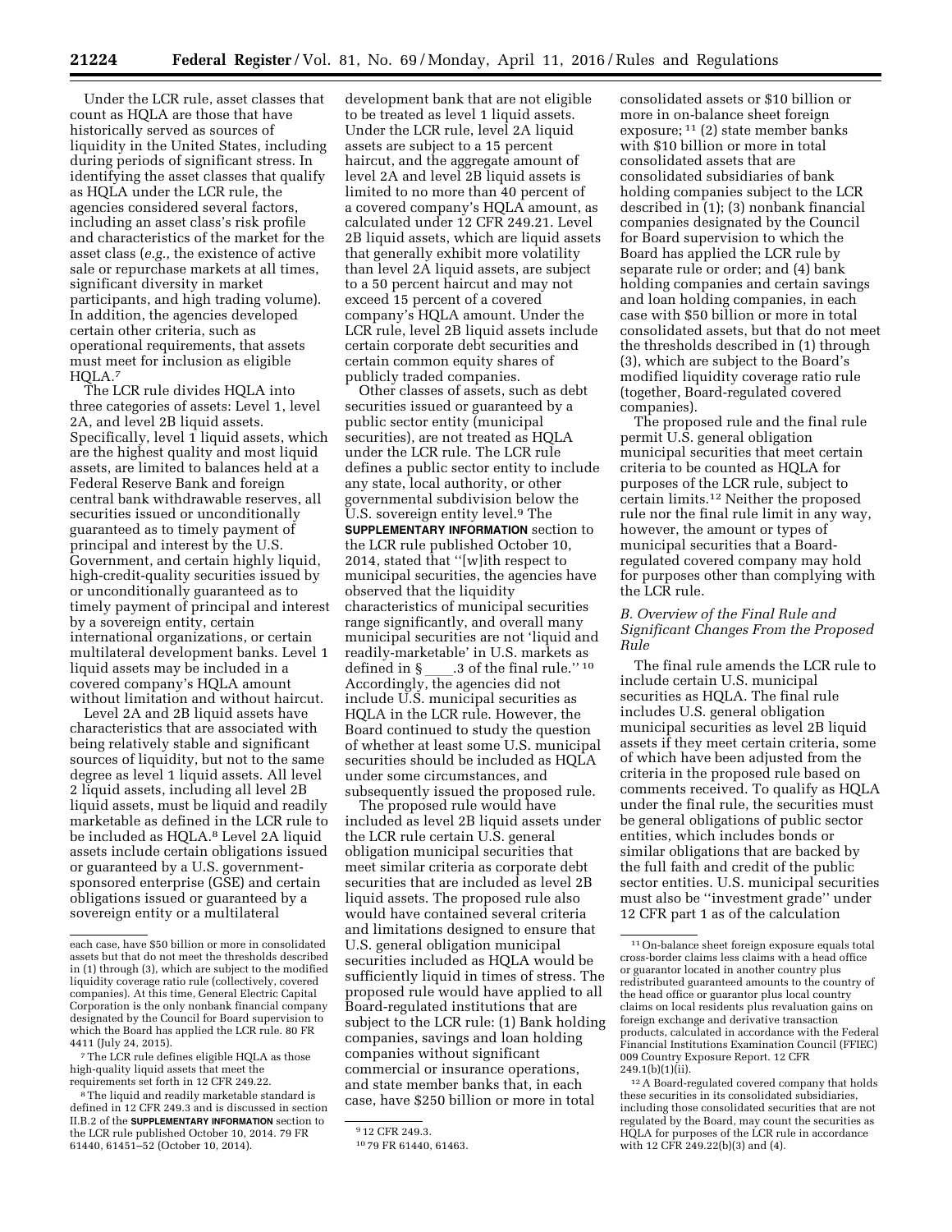Under the LCR rule, asset classes that count as HQLA are those that have historically served as sources of liquidity in the United States, including during periods of significant stress. In identifying the asset classes that qualify as HQLA under the LCR rule, the agencies considered several factors, including an asset class's risk profile and characteristics of the market for the asset class (*e.g.,* the existence of active sale or repurchase markets at all times, significant diversity in market participants, and high trading volume). In addition, the agencies developed certain other criteria, such as operational requirements, that assets must meet for inclusion as eligible HQLA.[7]

The LCR rule divides HQLA into three categories of assets: Level 1, level 2A, and level 2B liquid assets. Specifically, level 1 liquid assets, which are the highest quality and most liquid assets, are limited to balances held at a Federal Reserve Bank and foreign central bank withdrawable reserves, all securities issued or unconditionally guaranteed as to timely payment of principal and interest by the U.S. Government, and certain highly liquid, high-credit-quality securities issued by or unconditionally guaranteed as to timely payment of principal and interest by a sovereign entity, certain international organizations, or certain multilateral development banks. Level 1 liquid assets may be included in a covered company's HQLA amount without limitation and without haircut.

Level 2A and 2B liquid assets have characteristics that are associated with being relatively stable and significant sources of liquidity, but not to the same degree as level 1 liquid assets. All level 2 liquid assets, including all level 2B liquid assets, must be liquid and readily marketable as defined in the LCR rule to be included as HQLA.[8] Level 2A liquid assets include certain obligations issued or guaranteed by a U.S. government-sponsored enterprise (GSE) and certain obligations issued or guaranteed by a sovereign entity or a multilateral development bank that are not eligible to be treated as level 1 liquid assets. Under the LCR rule, level 2A liquid assets are subject to a 15 percent haircut, and the aggregate amount of level 2A and level 2B liquid assets is limited to no more than 40 percent of a covered company's HQLA amount, as calculated under 12 CFR 249.21. Level 2B liquid assets, which are liquid assets that generally exhibit more volatility than level 2A liquid assets, are subject to a 50 percent haircut and may not exceed 15 percent of a covered company's HQLA amount. Under the LCR rule, level 2B liquid assets include certain corporate debt securities and certain common equity shares of publicly traded companies.

Other classes of assets, such as debt securities issued or guaranteed by a public sector entity (municipal securities), are not treated as HQLA under the LCR rule. The LCR rule defines a public sector entity to include any state, local authority, or other governmental subdivision below the U.S. sovereign entity level.[9] The **SUPPLEMENTARY INFORMATION** section to the LCR rule published October 10, 2014, stated that "[w]ith respect to municipal securities, the agencies have observed that the liquidity characteristics of municipal securities range significantly, and overall many municipal securities are not 'liquid and readily-marketable' in U.S. markets as defined in § ____.3 of the final rule."[10] Accordingly, the agencies did not include U.S. municipal securities as HQLA in the LCR rule. However, the Board continued to study the question of whether at least some U.S. municipal securities should be included as HQLA under some circumstances, and subsequently issued the proposed rule.

The proposed rule would have included as level 2B liquid assets under the LCR rule certain U.S. general obligation municipal securities that meet similar criteria as corporate debt securities that are included as level 2B liquid assets. The proposed rule also would have contained several criteria and limitations designed to ensure that U.S. general obligation municipal securities included as HQLA would be sufficiently liquid in times of stress. The proposed rule would have applied to all Board-regulated institutions that are subject to the LCR rule: (1) Bank holding companies, savings and loan holding companies without significant commercial or insurance operations, and state member banks that, in each case, have $250 billion or more in total consolidated assets or $10 billion or more in on-balance sheet foreign exposure;[11] (2) state member banks with $10 billion or more in total consolidated assets that are consolidated subsidiaries of bank holding companies subject to the LCR described in (1); (3) nonbank financial companies designated by the Council for Board supervision to which the Board has applied the LCR rule by separate rule or order; and (4) bank holding companies and certain savings and loan holding companies, in each case with $50 billion or more in total consolidated assets, but that do not meet the thresholds described in (1) through (3), which are subject to the Board's modified liquidity coverage ratio rule (together, Board-regulated covered companies).

The proposed rule and the final rule permit U.S. general obligation municipal securities that meet certain criteria to be counted as HQLA for purposes of the LCR rule, subject to certain limits.[12] Neither the proposed rule nor the final rule limit in any way, however, the amount or types of municipal securities that a Board-regulated covered company may hold for purposes other than complying with the LCR rule.

### *B. Overview of the Final Rule and Significant Changes From the Proposed Rule*

The final rule amends the LCR rule to include certain U.S. municipal securities as HQLA. The final rule includes U.S. general obligation municipal securities as level 2B liquid assets if they meet certain criteria, some of which have been adjusted from the criteria in the proposed rule based on comments received. To qualify as HQLA under the final rule, the securities must be general obligations of public sector entities, which includes bonds or similar obligations that are backed by the full faith and credit of the public sector entities. U.S. municipal securities must also be "investment grade" under 12 CFR part 1 as of the calculation

---

each case, have $50 billion or more in consolidated assets but that do not meet the thresholds described in (1) through (3), which are subject to the modified liquidity coverage ratio rule (collectively, covered companies). At this time, General Electric Capital Corporation is the only nonbank financial company designated by the Council for Board supervision to which the Board has applied the LCR rule. 80 FR 4411 (July 24, 2015).

[7] The LCR rule defines eligible HQLA as those high-quality liquid assets that meet the requirements set forth in 12 CFR 249.22.

[8] The liquid and readily marketable standard is defined in 12 CFR 249.3 and is discussed in section II.B.2 of the **SUPPLEMENTARY INFORMATION** section to the LCR rule published October 10, 2014. 79 FR 61440, 61451–52 (October 10, 2014).

[9] 12 CFR 249.3.

[10] 79 FR 61440, 61463.

[11] On-balance sheet foreign exposure equals total cross-border claims less claims with a head office or guarantor located in another country plus redistributed guaranteed amounts to the country of the head office or guarantor plus local country claims on local residents plus revaluation gains on foreign exchange and derivative transaction products, calculated in accordance with the Federal Financial Institutions Examination Council (FFIEC) 009 Country Exposure Report. 12 CFR 249.1(b)(1)(ii).

[12] A Board-regulated covered company that holds these securities in its consolidated subsidiaries, including those consolidated securities that are not regulated by the Board, may count the securities as HQLA for purposes of the LCR rule in accordance with 12 CFR 249.22(b)(3) and (4).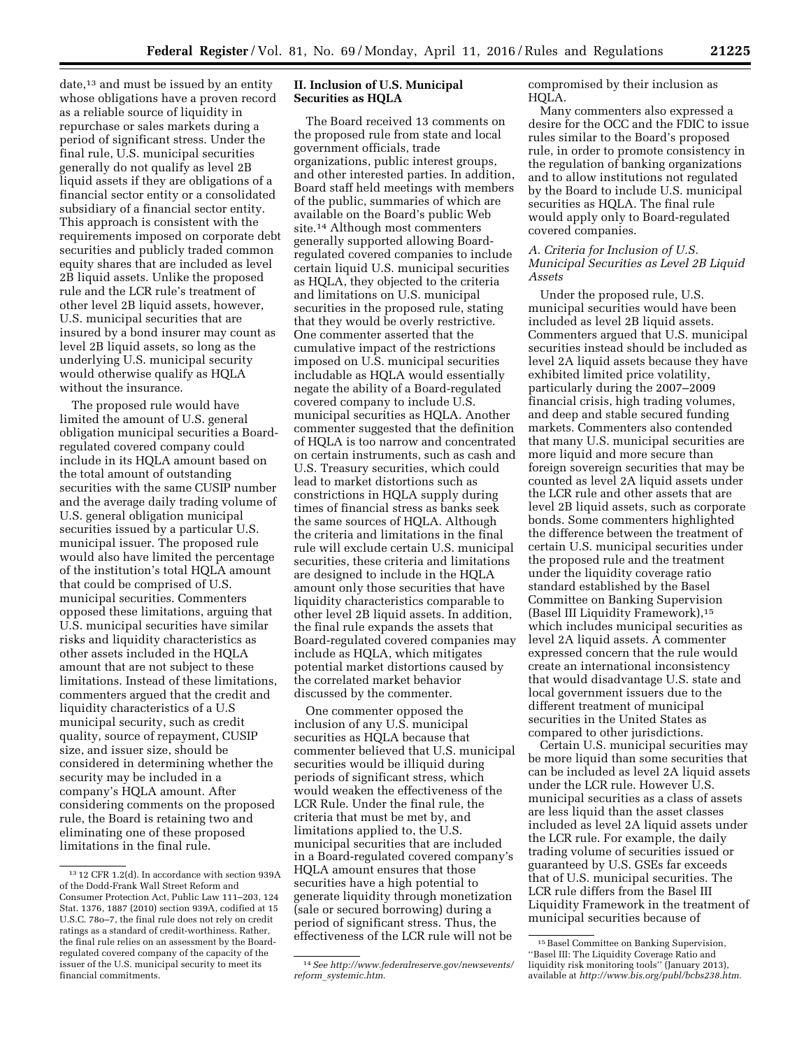date,[13] and must be issued by an entity whose obligations have a proven record as a reliable source of liquidity in repurchase or sales markets during a period of significant stress. Under the final rule, U.S. municipal securities generally do not qualify as level 2B liquid assets if they are obligations of a financial sector entity or a consolidated subsidiary of a financial sector entity. This approach is consistent with the requirements imposed on corporate debt securities and publicly traded common equity shares that are included as level 2B liquid assets. Unlike the proposed rule and the LCR rule's treatment of other level 2B liquid assets, however, U.S. municipal securities that are insured by a bond insurer may count as level 2B liquid assets, so long as the underlying U.S. municipal security would otherwise qualify as HQLA without the insurance.

The proposed rule would have limited the amount of U.S. general obligation municipal securities a Board-regulated covered company could include in its HQLA amount based on the total amount of outstanding securities with the same CUSIP number and the average daily trading volume of U.S. general obligation municipal securities issued by a particular U.S. municipal issuer. The proposed rule would also have limited the percentage of the institution's total HQLA amount that could be comprised of U.S. municipal securities. Commenters opposed these limitations, arguing that U.S. municipal securities have similar risks and liquidity characteristics as other assets included in the HQLA amount that are not subject to these limitations. Instead of these limitations, commenters argued that the credit and liquidity characteristics of a U.S municipal security, such as credit quality, source of repayment, CUSIP size, and issuer size, should be considered in determining whether the security may be included in a company's HQLA amount. After considering comments on the proposed rule, the Board is retaining two and eliminating one of these proposed limitations in the final rule.

## II. Inclusion of U.S. Municipal Securities as HQLA

The Board received 13 comments on the proposed rule from state and local government officials, trade organizations, public interest groups, and other interested parties. In addition, Board staff held meetings with members of the public, summaries of which are available on the Board's public Web site.[14] Although most commenters generally supported allowing Board-regulated covered companies to include certain liquid U.S. municipal securities as HQLA, they objected to the criteria and limitations on U.S. municipal securities in the proposed rule, stating that they would be overly restrictive. One commenter asserted that the cumulative impact of the restrictions imposed on U.S. municipal securities includable as HQLA would essentially negate the ability of a Board-regulated covered company to include U.S. municipal securities as HQLA. Another commenter suggested that the definition of HQLA is too narrow and concentrated on certain instruments, such as cash and U.S. Treasury securities, which could lead to market distortions such as constrictions in HQLA supply during times of financial stress as banks seek the same sources of HQLA. Although the criteria and limitations in the final rule will exclude certain U.S. municipal securities, these criteria and limitations are designed to include in the HQLA amount only those securities that have liquidity characteristics comparable to other level 2B liquid assets. In addition, the final rule expands the assets that Board-regulated covered companies may include as HQLA, which mitigates potential market distortions caused by the correlated market behavior discussed by the commenter.

One commenter opposed the inclusion of any U.S. municipal securities as HQLA because that commenter believed that U.S. municipal securities would be illiquid during periods of significant stress, which would weaken the effectiveness of the LCR Rule. Under the final rule, the criteria that must be met by, and limitations applied to, the U.S. municipal securities that are included in a Board-regulated covered company's HQLA amount ensures that those securities have a high potential to generate liquidity through monetization (sale or secured borrowing) during a period of significant stress. Thus, the effectiveness of the LCR rule will not be compromised by their inclusion as HQLA.

Many commenters also expressed a desire for the OCC and the FDIC to issue rules similar to the Board's proposed rule, in order to promote consistency in the regulation of banking organizations and to allow institutions not regulated by the Board to include U.S. municipal securities as HQLA. The final rule would apply only to Board-regulated covered companies.

### A. Criteria for Inclusion of U.S. Municipal Securities as Level 2B Liquid Assets

Under the proposed rule, U.S. municipal securities would have been included as level 2B liquid assets. Commenters argued that U.S. municipal securities instead should be included as level 2A liquid assets because they have exhibited limited price volatility, particularly during the 2007–2009 financial crisis, high trading volumes, and deep and stable secured funding markets. Commenters also contended that many U.S. municipal securities are more liquid and more secure than foreign sovereign securities that may be counted as level 2A liquid assets under the LCR rule and other assets that are level 2B liquid assets, such as corporate bonds. Some commenters highlighted the difference between the treatment of certain U.S. municipal securities under the proposed rule and the treatment under the liquidity coverage ratio standard established by the Basel Committee on Banking Supervision (Basel III Liquidity Framework),[15] which includes municipal securities as level 2A liquid assets. A commenter expressed concern that the rule would create an international inconsistency that would disadvantage U.S. state and local government issuers due to the different treatment of municipal securities in the United States as compared to other jurisdictions.

Certain U.S. municipal securities may be more liquid than some securities that can be included as level 2A liquid assets under the LCR rule. However U.S. municipal securities as a class of assets are less liquid than the asset classes included as level 2A liquid assets under the LCR rule. For example, the daily trading volume of securities issued or guaranteed by U.S. GSEs far exceeds that of U.S. municipal securities. The LCR rule differs from the Basel III Liquidity Framework in the treatment of municipal securities because of

---

[13] 12 CFR 1.2(d). In accordance with section 939A of the Dodd-Frank Wall Street Reform and Consumer Protection Act, Public Law 111–203, 124 Stat. 1376, 1887 (2010) section 939A, codified at 15 U.S.C. 78o–7, the final rule does not rely on credit ratings as a standard of credit-worthiness. Rather, the final rule relies on an assessment by the Board-regulated covered company of the capacity of the issuer of the U.S. municipal security to meet its financial commitments.

[14] *See http://www.federalreserve.gov/newsevents/reform_systemic.htm.*

[15] Basel Committee on Banking Supervision, "Basel III: The Liquidity Coverage Ratio and liquidity risk monitoring tools" (January 2013), available at *http://www.bis.org/publ/bcbs238.htm.*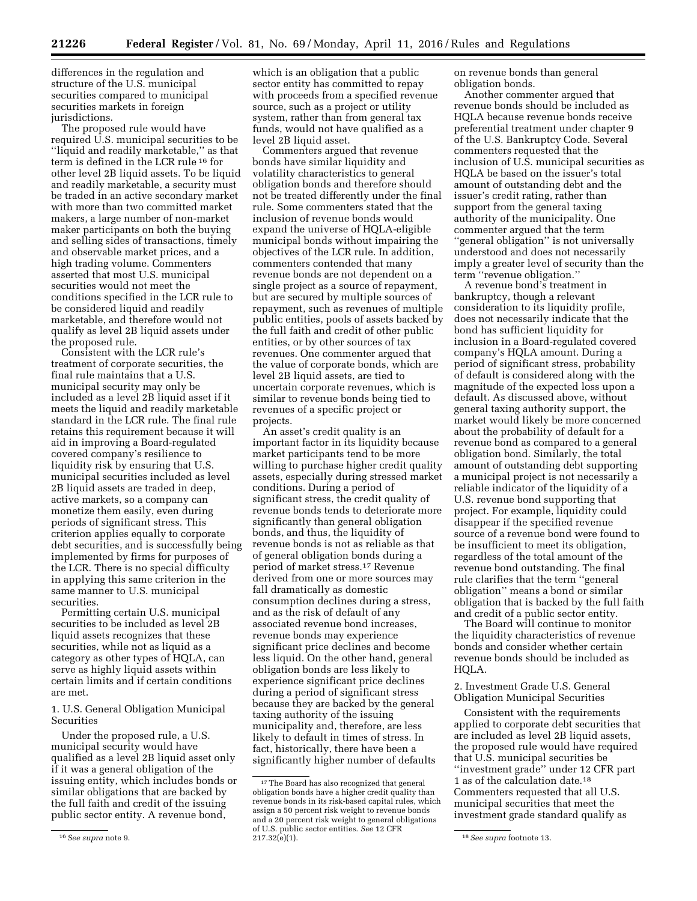differences in the regulation and structure of the U.S. municipal securities compared to municipal securities markets in foreign jurisdictions.

The proposed rule would have required U.S. municipal securities to be ''liquid and readily marketable,'' as that term is defined in the LCR rule [16] for other level 2B liquid assets. To be liquid and readily marketable, a security must be traded in an active secondary market with more than two committed market makers, a large number of non-market maker participants on both the buying and selling sides of transactions, timely and observable market prices, and a high trading volume. Commenters asserted that most U.S. municipal securities would not meet the conditions specified in the LCR rule to be considered liquid and readily marketable, and therefore would not qualify as level 2B liquid assets under the proposed rule.

Consistent with the LCR rule's treatment of corporate securities, the final rule maintains that a U.S. municipal security may only be included as a level 2B liquid asset if it meets the liquid and readily marketable standard in the LCR rule. The final rule retains this requirement because it will aid in improving a Board-regulated covered company's resilience to liquidity risk by ensuring that U.S. municipal securities included as level 2B liquid assets are traded in deep, active markets, so a company can monetize them easily, even during periods of significant stress. This criterion applies equally to corporate debt securities, and is successfully being implemented by firms for purposes of the LCR. There is no special difficulty in applying this same criterion in the same manner to U.S. municipal securities.

Permitting certain U.S. municipal securities to be included as level 2B liquid assets recognizes that these securities, while not as liquid as a category as other types of HQLA, can serve as highly liquid assets within certain limits and if certain conditions are met.

### 1. U.S. General Obligation Municipal Securities

Under the proposed rule, a U.S. municipal security would have qualified as a level 2B liquid asset only if it was a general obligation of the issuing entity, which includes bonds or similar obligations that are backed by the full faith and credit of the issuing public sector entity. A revenue bond, which is an obligation that a public sector entity has committed to repay with proceeds from a specified revenue source, such as a project or utility system, rather than from general tax funds, would not have qualified as a level 2B liquid asset.

Commenters argued that revenue bonds have similar liquidity and volatility characteristics to general obligation bonds and therefore should not be treated differently under the final rule. Some commenters stated that the inclusion of revenue bonds would expand the universe of HQLA-eligible municipal bonds without impairing the objectives of the LCR rule. In addition, commenters contended that many revenue bonds are not dependent on a single project as a source of repayment, but are secured by multiple sources of repayment, such as revenues of multiple public entities, pools of assets backed by the full faith and credit of other public entities, or by other sources of tax revenues. One commenter argued that the value of corporate bonds, which are level 2B liquid assets, are tied to uncertain corporate revenues, which is similar to revenue bonds being tied to revenues of a specific project or projects.

An asset's credit quality is an important factor in its liquidity because market participants tend to be more willing to purchase higher credit quality assets, especially during stressed market conditions. During a period of significant stress, the credit quality of revenue bonds tends to deteriorate more significantly than general obligation bonds, and thus, the liquidity of revenue bonds is not as reliable as that of general obligation bonds during a period of market stress.[17] Revenue derived from one or more sources may fall dramatically as domestic consumption declines during a stress, and as the risk of default of any associated revenue bond increases, revenue bonds may experience significant price declines and become less liquid. On the other hand, general obligation bonds are less likely to experience significant price declines during a period of significant stress because they are backed by the general taxing authority of the issuing municipality and, therefore, are less likely to default in times of stress. In fact, historically, there have been a significantly higher number of defaults on revenue bonds than general obligation bonds.

Another commenter argued that revenue bonds should be included as HQLA because revenue bonds receive preferential treatment under chapter 9 of the U.S. Bankruptcy Code. Several commenters requested that the inclusion of U.S. municipal securities as HQLA be based on the issuer's total amount of outstanding debt and the issuer's credit rating, rather than support from the general taxing authority of the municipality. One commenter argued that the term ''general obligation'' is not universally understood and does not necessarily imply a greater level of security than the term ''revenue obligation.''

A revenue bond's treatment in bankruptcy, though a relevant consideration to its liquidity profile, does not necessarily indicate that the bond has sufficient liquidity for inclusion in a Board-regulated covered company's HQLA amount. During a period of significant stress, probability of default is considered along with the magnitude of the expected loss upon a default. As discussed above, without general taxing authority support, the market would likely be more concerned about the probability of default for a revenue bond as compared to a general obligation bond. Similarly, the total amount of outstanding debt supporting a municipal project is not necessarily a reliable indicator of the liquidity of a U.S. revenue bond supporting that project. For example, liquidity could disappear if the specified revenue source of a revenue bond were found to be insufficient to meet its obligation, regardless of the total amount of the revenue bond outstanding. The final rule clarifies that the term ''general obligation'' means a bond or similar obligation that is backed by the full faith and credit of a public sector entity.

The Board will continue to monitor the liquidity characteristics of revenue bonds and consider whether certain revenue bonds should be included as HQLA.

### 2. Investment Grade U.S. General Obligation Municipal Securities

Consistent with the requirements applied to corporate debt securities that are included as level 2B liquid assets, the proposed rule would have required that U.S. municipal securities be ''investment grade'' under 12 CFR part 1 as of the calculation date.[18] Commenters requested that all U.S. municipal securities that meet the investment grade standard qualify as

---

[16] *See supra* note 9.

[17] The Board has also recognized that general obligation bonds have a higher credit quality than revenue bonds in its risk-based capital rules, which assign a 50 percent risk weight to revenue bonds and a 20 percent risk weight to general obligations of U.S. public sector entities. *See* 12 CFR 217.32(e)(1).

[18] *See supra* footnote 13.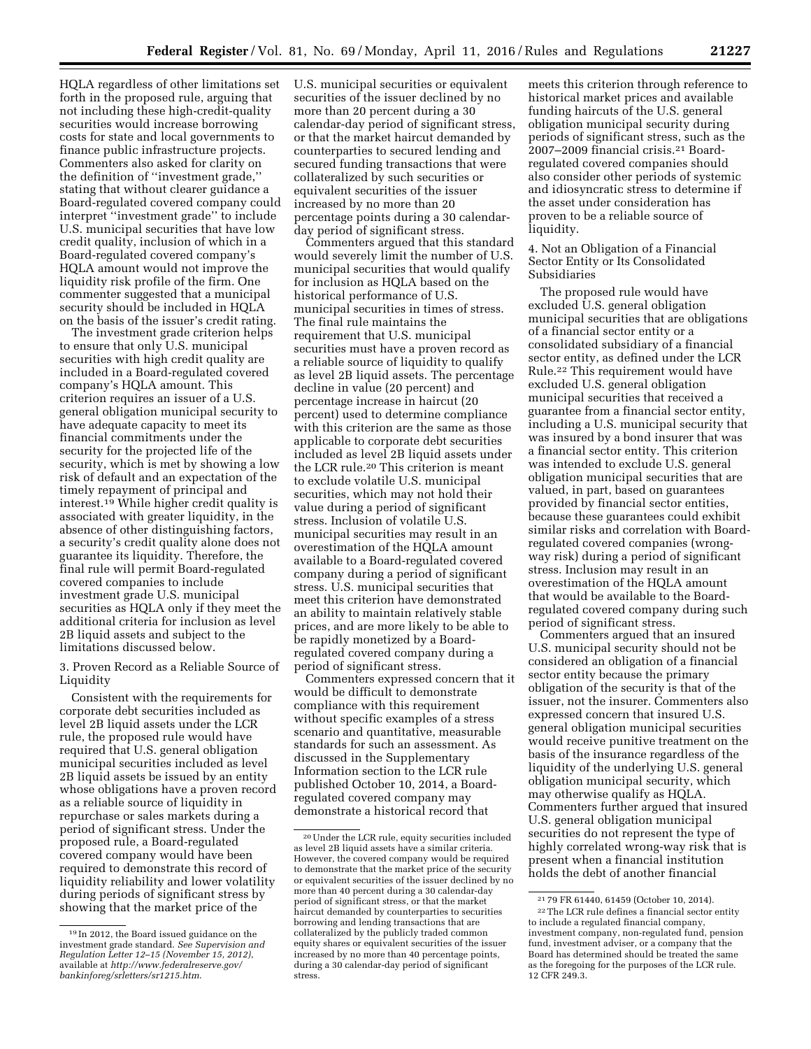HQLA regardless of other limitations set forth in the proposed rule, arguing that not including these high-credit-quality securities would increase borrowing costs for state and local governments to finance public infrastructure projects. Commenters also asked for clarity on the definition of ''investment grade,'' stating that without clearer guidance a Board-regulated covered company could interpret ''investment grade'' to include U.S. municipal securities that have low credit quality, inclusion of which in a Board-regulated covered company's HQLA amount would not improve the liquidity risk profile of the firm. One commenter suggested that a municipal security should be included in HQLA on the basis of the issuer's credit rating.

The investment grade criterion helps to ensure that only U.S. municipal securities with high credit quality are included in a Board-regulated covered company's HQLA amount. This criterion requires an issuer of a U.S. general obligation municipal security to have adequate capacity to meet its financial commitments under the security for the projected life of the security, which is met by showing a low risk of default and an expectation of the timely repayment of principal and interest.[19] While higher credit quality is associated with greater liquidity, in the absence of other distinguishing factors, a security's credit quality alone does not guarantee its liquidity. Therefore, the final rule will permit Board-regulated covered companies to include investment grade U.S. municipal securities as HQLA only if they meet the additional criteria for inclusion as level 2B liquid assets and subject to the limitations discussed below.

3. Proven Record as a Reliable Source of Liquidity

Consistent with the requirements for corporate debt securities included as level 2B liquid assets under the LCR rule, the proposed rule would have required that U.S. general obligation municipal securities included as level 2B liquid assets be issued by an entity whose obligations have a proven record as a reliable source of liquidity in repurchase or sales markets during a period of significant stress. Under the proposed rule, a Board-regulated covered company would have been required to demonstrate this record of liquidity reliability and lower volatility during periods of significant stress by showing that the market price of the U.S. municipal securities or equivalent securities of the issuer declined by no more than 20 percent during a 30 calendar-day period of significant stress, or that the market haircut demanded by counterparties to secured lending and secured funding transactions that were collateralized by such securities or equivalent securities of the issuer increased by no more than 20 percentage points during a 30 calendar-day period of significant stress.

Commenters argued that this standard would severely limit the number of U.S. municipal securities that would qualify for inclusion as HQLA based on the historical performance of U.S. municipal securities in times of stress. The final rule maintains the requirement that U.S. municipal securities must have a proven record as a reliable source of liquidity to qualify as level 2B liquid assets. The percentage decline in value (20 percent) and percentage increase in haircut (20 percent) used to determine compliance with this criterion are the same as those applicable to corporate debt securities included as level 2B liquid assets under the LCR rule.[20] This criterion is meant to exclude volatile U.S. municipal securities, which may not hold their value during a period of significant stress. Inclusion of volatile U.S. municipal securities may result in an overestimation of the HQLA amount available to a Board-regulated covered company during a period of significant stress. U.S. municipal securities that meet this criterion have demonstrated an ability to maintain relatively stable prices, and are more likely to be able to be rapidly monetized by a Board-regulated covered company during a period of significant stress.

Commenters expressed concern that it would be difficult to demonstrate compliance with this requirement without specific examples of a stress scenario and quantitative, measurable standards for such an assessment. As discussed in the Supplementary Information section to the LCR rule published October 10, 2014, a Board-regulated covered company may demonstrate a historical record that meets this criterion through reference to historical market prices and available funding haircuts of the U.S. general obligation municipal security during periods of significant stress, such as the 2007–2009 financial crisis.[21] Board-regulated covered companies should also consider other periods of systemic and idiosyncratic stress to determine if the asset under consideration has proven to be a reliable source of liquidity.

4. Not an Obligation of a Financial Sector Entity or Its Consolidated Subsidiaries

The proposed rule would have excluded U.S. general obligation municipal securities that are obligations of a financial sector entity or a consolidated subsidiary of a financial sector entity, as defined under the LCR Rule.[22] This requirement would have excluded U.S. general obligation municipal securities that received a guarantee from a financial sector entity, including a U.S. municipal security that was insured by a bond insurer that was a financial sector entity. This criterion was intended to exclude U.S. general obligation municipal securities that are valued, in part, based on guarantees provided by financial sector entities, because these guarantees could exhibit similar risks and correlation with Board-regulated covered companies (wrong-way risk) during a period of significant stress. Inclusion may result in an overestimation of the HQLA amount that would be available to the Board-regulated covered company during such period of significant stress.

Commenters argued that an insured U.S. municipal security should not be considered an obligation of a financial sector entity because the primary obligation of the security is that of the issuer, not the insurer. Commenters also expressed concern that insured U.S. general obligation municipal securities would receive punitive treatment on the basis of the insurance regardless of the liquidity of the underlying U.S. general obligation municipal security, which may otherwise qualify as HQLA. Commenters further argued that insured U.S. general obligation municipal securities do not represent the type of highly correlated wrong-way risk that is present when a financial institution holds the debt of another financial

---

[19] In 2012, the Board issued guidance on the investment grade standard. *See Supervision and Regulation Letter 12–15 (November 15, 2012)*, available at *http://www.federalreserve.gov/bankinforeg/srletters/sr1215.htm*.

[20] Under the LCR rule, equity securities included as level 2B liquid assets have a similar criteria. However, the covered company would be required to demonstrate that the market price of the security or equivalent securities of the issuer declined by no more than 40 percent during a 30 calendar-day period of significant stress, or that the market haircut demanded by counterparties to securities borrowing and lending transactions that are collateralized by the publicly traded common equity shares or equivalent securities of the issuer increased by no more than 40 percentage points, during a 30 calendar-day period of significant stress.

[21] 79 FR 61440, 61459 (October 10, 2014).

[22] The LCR rule defines a financial sector entity to include a regulated financial company, investment company, non-regulated fund, pension fund, investment adviser, or a company that the Board has determined should be treated the same as the foregoing for the purposes of the LCR rule. 12 CFR 249.3.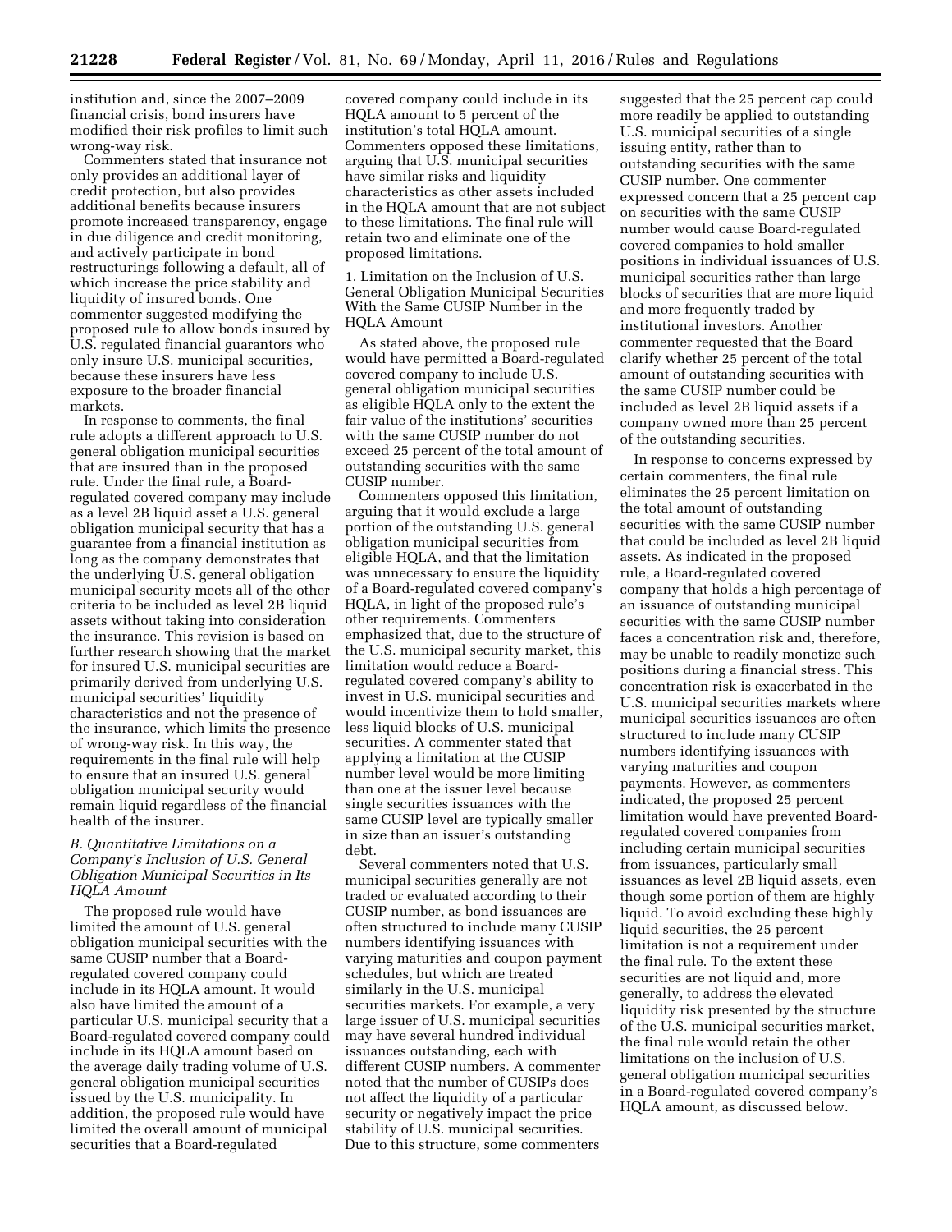institution and, since the 2007–2009 financial crisis, bond insurers have modified their risk profiles to limit such wrong-way risk.

Commenters stated that insurance not only provides an additional layer of credit protection, but also provides additional benefits because insurers promote increased transparency, engage in due diligence and credit monitoring, and actively participate in bond restructurings following a default, all of which increase the price stability and liquidity of insured bonds. One commenter suggested modifying the proposed rule to allow bonds insured by U.S. regulated financial guarantors who only insure U.S. municipal securities, because these insurers have less exposure to the broader financial markets.

In response to comments, the final rule adopts a different approach to U.S. general obligation municipal securities that are insured than in the proposed rule. Under the final rule, a Board-regulated covered company may include as a level 2B liquid asset a U.S. general obligation municipal security that has a guarantee from a financial institution as long as the company demonstrates that the underlying U.S. general obligation municipal security meets all of the other criteria to be included as level 2B liquid assets without taking into consideration the insurance. This revision is based on further research showing that the market for insured U.S. municipal securities are primarily derived from underlying U.S. municipal securities' liquidity characteristics and not the presence of the insurance, which limits the presence of wrong-way risk. In this way, the requirements in the final rule will help to ensure that an insured U.S. general obligation municipal security would remain liquid regardless of the financial health of the insurer.

### *B. Quantitative Limitations on a Company's Inclusion of U.S. General Obligation Municipal Securities in Its HQLA Amount*

The proposed rule would have limited the amount of U.S. general obligation municipal securities with the same CUSIP number that a Board-regulated covered company could include in its HQLA amount. It would also have limited the amount of a particular U.S. municipal security that a Board-regulated covered company could include in its HQLA amount based on the average daily trading volume of U.S. general obligation municipal securities issued by the U.S. municipality. In addition, the proposed rule would have limited the overall amount of municipal securities that a Board-regulated covered company could include in its HQLA amount to 5 percent of the institution's total HQLA amount. Commenters opposed these limitations, arguing that U.S. municipal securities have similar risks and liquidity characteristics as other assets included in the HQLA amount that are not subject to these limitations. The final rule will retain two and eliminate one of the proposed limitations.

#### 1. Limitation on the Inclusion of U.S. General Obligation Municipal Securities With the Same CUSIP Number in the HQLA Amount

As stated above, the proposed rule would have permitted a Board-regulated covered company to include U.S. general obligation municipal securities as eligible HQLA only to the extent the fair value of the institutions' securities with the same CUSIP number do not exceed 25 percent of the total amount of outstanding securities with the same CUSIP number.

Commenters opposed this limitation, arguing that it would exclude a large portion of the outstanding U.S. general obligation municipal securities from eligible HQLA, and that the limitation was unnecessary to ensure the liquidity of a Board-regulated covered company's HQLA, in light of the proposed rule's other requirements. Commenters emphasized that, due to the structure of the U.S. municipal security market, this limitation would reduce a Board-regulated covered company's ability to invest in U.S. municipal securities and would incentivize them to hold smaller, less liquid blocks of U.S. municipal securities. A commenter stated that applying a limitation at the CUSIP number level would be more limiting than one at the issuer level because single securities issuances with the same CUSIP level are typically smaller in size than an issuer's outstanding debt.

Several commenters noted that U.S. municipal securities generally are not traded or evaluated according to their CUSIP number, as bond issuances are often structured to include many CUSIP numbers identifying issuances with varying maturities and coupon payment schedules, but which are treated similarly in the U.S. municipal securities markets. For example, a very large issuer of U.S. municipal securities may have several hundred individual issuances outstanding, each with different CUSIP numbers. A commenter noted that the number of CUSIPs does not affect the liquidity of a particular security or negatively impact the price stability of U.S. municipal securities. Due to this structure, some commenters suggested that the 25 percent cap could more readily be applied to outstanding U.S. municipal securities of a single issuing entity, rather than to outstanding securities with the same CUSIP number. One commenter expressed concern that a 25 percent cap on securities with the same CUSIP number would cause Board-regulated covered companies to hold smaller positions in individual issuances of U.S. municipal securities rather than large blocks of securities that are more liquid and more frequently traded by institutional investors. Another commenter requested that the Board clarify whether 25 percent of the total amount of outstanding securities with the same CUSIP number could be included as level 2B liquid assets if a company owned more than 25 percent of the outstanding securities.

In response to concerns expressed by certain commenters, the final rule eliminates the 25 percent limitation on the total amount of outstanding securities with the same CUSIP number that could be included as level 2B liquid assets. As indicated in the proposed rule, a Board-regulated covered company that holds a high percentage of an issuance of outstanding municipal securities with the same CUSIP number faces a concentration risk and, therefore, may be unable to readily monetize such positions during a financial stress. This concentration risk is exacerbated in the U.S. municipal securities markets where municipal securities issuances are often structured to include many CUSIP numbers identifying issuances with varying maturities and coupon payments. However, as commenters indicated, the proposed 25 percent limitation would have prevented Board-regulated covered companies from including certain municipal securities from issuances, particularly small issuances as level 2B liquid assets, even though some portion of them are highly liquid. To avoid excluding these highly liquid securities, the 25 percent limitation is not a requirement under the final rule. To the extent these securities are not liquid and, more generally, to address the elevated liquidity risk presented by the structure of the U.S. municipal securities market, the final rule would retain the other limitations on the inclusion of U.S. general obligation municipal securities in a Board-regulated covered company's HQLA amount, as discussed below.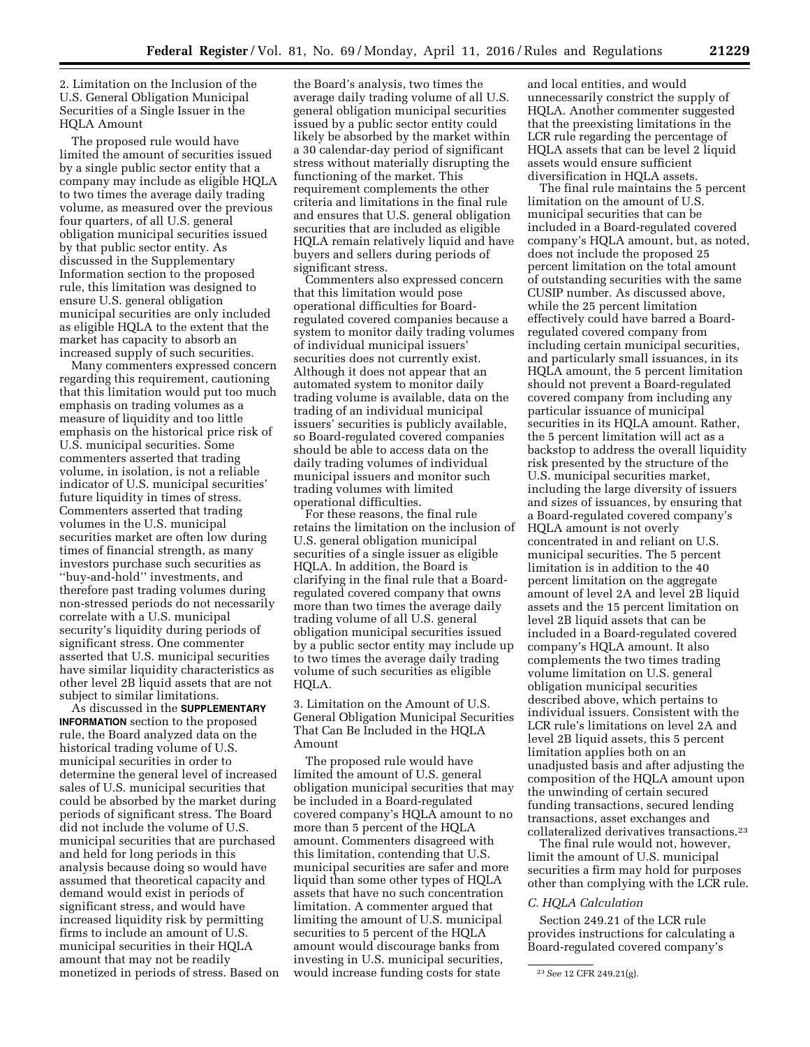### 2. Limitation on the Inclusion of the U.S. General Obligation Municipal Securities of a Single Issuer in the HQLA Amount

The proposed rule would have limited the amount of securities issued by a single public sector entity that a company may include as eligible HQLA to two times the average daily trading volume, as measured over the previous four quarters, of all U.S. general obligation municipal securities issued by that public sector entity. As discussed in the Supplementary Information section to the proposed rule, this limitation was designed to ensure U.S. general obligation municipal securities are only included as eligible HQLA to the extent that the market has capacity to absorb an increased supply of such securities.

Many commenters expressed concern regarding this requirement, cautioning that this limitation would put too much emphasis on trading volumes as a measure of liquidity and too little emphasis on the historical price risk of U.S. municipal securities. Some commenters asserted that trading volume, in isolation, is not a reliable indicator of U.S. municipal securities' future liquidity in times of stress. Commenters asserted that trading volumes in the U.S. municipal securities market are often low during times of financial strength, as many investors purchase such securities as ''buy-and-hold'' investments, and therefore past trading volumes during non-stressed periods do not necessarily correlate with a U.S. municipal security's liquidity during periods of significant stress. One commenter asserted that U.S. municipal securities have similar liquidity characteristics as other level 2B liquid assets that are not subject to similar limitations.

As discussed in the **SUPPLEMENTARY INFORMATION** section to the proposed rule, the Board analyzed data on the historical trading volume of U.S. municipal securities in order to determine the general level of increased sales of U.S. municipal securities that could be absorbed by the market during periods of significant stress. The Board did not include the volume of U.S. municipal securities that are purchased and held for long periods in this analysis because doing so would have assumed that theoretical capacity and demand would exist in periods of significant stress, and would have increased liquidity risk by permitting firms to include an amount of U.S. municipal securities in their HQLA amount that may not be readily monetized in periods of stress. Based on the Board's analysis, two times the average daily trading volume of all U.S. general obligation municipal securities issued by a public sector entity could likely be absorbed by the market within a 30 calendar-day period of significant stress without materially disrupting the functioning of the market. This requirement complements the other criteria and limitations in the final rule and ensures that U.S. general obligation securities that are included as eligible HQLA remain relatively liquid and have buyers and sellers during periods of significant stress.

Commenters also expressed concern that this limitation would pose operational difficulties for Board-regulated covered companies because a system to monitor daily trading volumes of individual municipal issuers' securities does not currently exist. Although it does not appear that an automated system to monitor daily trading volume is available, data on the trading of an individual municipal issuers' securities is publicly available, so Board-regulated covered companies should be able to access data on the daily trading volumes of individual municipal issuers and monitor such trading volumes with limited operational difficulties.

For these reasons, the final rule retains the limitation on the inclusion of U.S. general obligation municipal securities of a single issuer as eligible HQLA. In addition, the Board is clarifying in the final rule that a Board-regulated covered company that owns more than two times the average daily trading volume of all U.S. general obligation municipal securities issued by a public sector entity may include up to two times the average daily trading volume of such securities as eligible HQLA.

### 3. Limitation on the Amount of U.S. General Obligation Municipal Securities That Can Be Included in the HQLA Amount

The proposed rule would have limited the amount of U.S. general obligation municipal securities that may be included in a Board-regulated covered company's HQLA amount to no more than 5 percent of the HQLA amount. Commenters disagreed with this limitation, contending that U.S. municipal securities are safer and more liquid than some other types of HQLA assets that have no such concentration limitation. A commenter argued that limiting the amount of U.S. municipal securities to 5 percent of the HQLA amount would discourage banks from investing in U.S. municipal securities, would increase funding costs for state and local entities, and would unnecessarily constrict the supply of HQLA. Another commenter suggested that the preexisting limitations in the LCR rule regarding the percentage of HQLA assets that can be level 2 liquid assets would ensure sufficient diversification in HQLA assets.

The final rule maintains the 5 percent limitation on the amount of U.S. municipal securities that can be included in a Board-regulated covered company's HQLA amount, but, as noted, does not include the proposed 25 percent limitation on the total amount of outstanding securities with the same CUSIP number. As discussed above, while the 25 percent limitation effectively could have barred a Board-regulated covered company from including certain municipal securities, and particularly small issuances, in its HQLA amount, the 5 percent limitation should not prevent a Board-regulated covered company from including any particular issuance of municipal securities in its HQLA amount. Rather, the 5 percent limitation will act as a backstop to address the overall liquidity risk presented by the structure of the U.S. municipal securities market, including the large diversity of issuers and sizes of issuances, by ensuring that a Board-regulated covered company's HQLA amount is not overly concentrated in and reliant on U.S. municipal securities. The 5 percent limitation is in addition to the 40 percent limitation on the aggregate amount of level 2A and level 2B liquid assets and the 15 percent limitation on level 2B liquid assets that can be included in a Board-regulated covered company's HQLA amount. It also complements the two times trading volume limitation on U.S. general obligation municipal securities described above, which pertains to individual issuers. Consistent with the LCR rule's limitations on level 2A and level 2B liquid assets, this 5 percent limitation applies both on an unadjusted basis and after adjusting the composition of the HQLA amount upon the unwinding of certain secured funding transactions, secured lending transactions, asset exchanges and collateralized derivatives transactions.[23]

The final rule would not, however, limit the amount of U.S. municipal securities a firm may hold for purposes other than complying with the LCR rule.

### *C. HQLA Calculation*

Section 249.21 of the LCR rule provides instructions for calculating a Board-regulated covered company's

[23] *See* 12 CFR 249.21(g).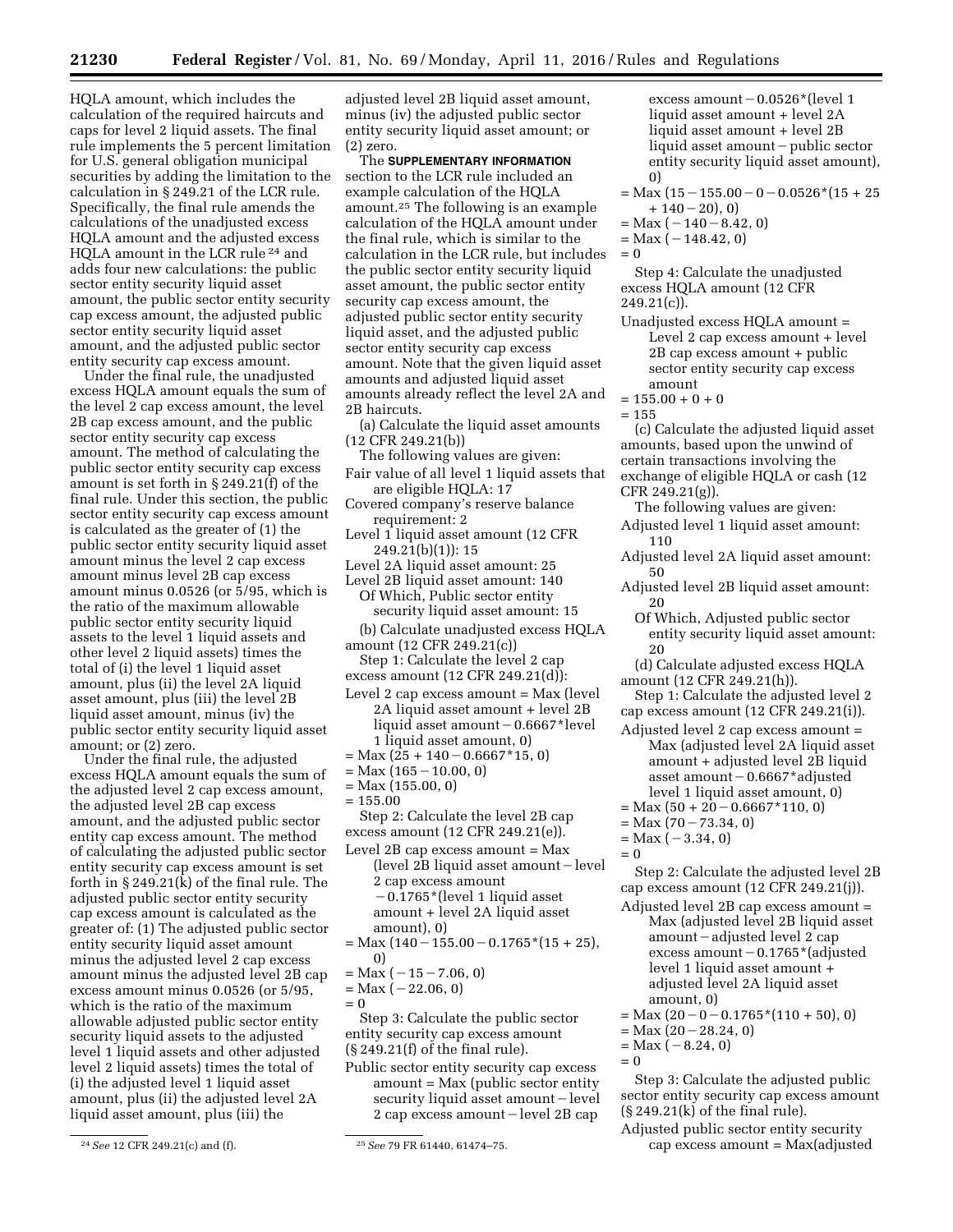HQLA amount, which includes the calculation of the required haircuts and caps for level 2 liquid assets. The final rule implements the 5 percent limitation for U.S. general obligation municipal securities by adding the limitation to the calculation in § 249.21 of the LCR rule. Specifically, the final rule amends the calculations of the unadjusted excess HQLA amount and the adjusted excess HQLA amount in the LCR rule [24] and adds four new calculations: the public sector entity security liquid asset amount, the public sector entity security cap excess amount, the adjusted public sector entity security liquid asset amount, and the adjusted public sector entity security cap excess amount.

Under the final rule, the unadjusted excess HQLA amount equals the sum of the level 2 cap excess amount, the level 2B cap excess amount, and the public sector entity security cap excess amount. The method of calculating the public sector entity security cap excess amount is set forth in § 249.21(f) of the final rule. Under this section, the public sector entity security cap excess amount is calculated as the greater of (1) the public sector entity security liquid asset amount minus the level 2 cap excess amount minus level 2B cap excess amount minus 0.0526 (or 5/95, which is the ratio of the maximum allowable public sector entity security liquid assets to the level 1 liquid assets and other level 2 liquid assets) times the total of (i) the level 1 liquid asset amount, plus (ii) the level 2A liquid asset amount, plus (iii) the level 2B liquid asset amount, minus (iv) the public sector entity security liquid asset amount; or (2) zero.

Under the final rule, the adjusted excess HQLA amount equals the sum of the adjusted level 2 cap excess amount, the adjusted level 2B cap excess amount, and the adjusted public sector entity cap excess amount. The method of calculating the adjusted public sector entity security cap excess amount is set forth in § 249.21(k) of the final rule. The adjusted public sector entity security cap excess amount is calculated as the greater of: (1) The adjusted public sector entity security liquid asset amount minus the adjusted level 2 cap excess amount minus the adjusted level 2B cap excess amount minus 0.0526 (or 5/95, which is the ratio of the maximum allowable adjusted public sector entity security liquid assets to the adjusted level 1 liquid assets and other adjusted level 2 liquid assets) times the total of (i) the adjusted level 1 liquid asset amount, plus (ii) the adjusted level 2A liquid asset amount, plus (iii) the adjusted level 2B liquid asset amount, minus (iv) the adjusted public sector entity security liquid asset amount; or (2) zero.

The **SUPPLEMENTARY INFORMATION** section to the LCR rule included an example calculation of the HQLA amount.[25] The following is an example calculation of the HQLA amount under the final rule, which is similar to the calculation in the LCR rule, but includes the public sector entity security liquid asset amount, the public sector entity security cap excess amount, the adjusted public sector entity security liquid asset, and the adjusted public sector entity security cap excess amount. Note that the given liquid asset amounts and adjusted liquid asset amounts already reflect the level 2A and 2B haircuts.

(a) Calculate the liquid asset amounts (12 CFR 249.21(b))

The following values are given:

Fair value of all level 1 liquid assets that are eligible HQLA: 17

Covered company's reserve balance requirement: 2

Level 1 liquid asset amount (12 CFR 249.21(b)(1)): 15

Level 2A liquid asset amount: 25

Level 2B liquid asset amount: 140

Of Which, Public sector entity security liquid asset amount: 15

(b) Calculate unadjusted excess HQLA amount (12 CFR 249.21(c))

Step 1: Calculate the level 2 cap excess amount (12 CFR 249.21(d)):

Level 2 cap excess amount = Max (level 2A liquid asset amount + level 2B liquid asset amount − 0.6667*level 1 liquid asset amount, 0)
= Max (25 + 140 − 0.6667*15, 0)
= Max (165 − 10.00, 0)
= Max (155.00, 0)
= 155.00

Step 2: Calculate the level 2B cap excess amount (12 CFR 249.21(e)).

Level 2B cap excess amount = Max (level 2B liquid asset amount − level 2 cap excess amount − 0.1765*(level 1 liquid asset amount + level 2A liquid asset amount), 0)
= Max (140 − 155.00 − 0.1765*(15 + 25), 0)
= Max (−15 − 7.06, 0)
= Max (−22.06, 0)
= 0

Step 3: Calculate the public sector entity security cap excess amount (§ 249.21(f) of the final rule).

Public sector entity security cap excess amount = Max (public sector entity security liquid asset amount − level 2 cap excess amount − level 2B cap excess amount − 0.0526*(level 1 liquid asset amount + level 2A liquid asset amount + level 2B liquid asset amount − public sector entity security liquid asset amount), 0)
= Max (15 − 155.00 − 0 − 0.0526*(15 + 25 + 140 − 20), 0)
= Max (−140 − 8.42, 0)
= Max (−148.42, 0)
= 0

Step 4: Calculate the unadjusted excess HQLA amount (12 CFR 249.21(c)).

Unadjusted excess HQLA amount = Level 2 cap excess amount + level 2B cap excess amount + public sector entity security cap excess amount
= 155.00 + 0 + 0
= 155

(c) Calculate the adjusted liquid asset amounts, based upon the unwind of certain transactions involving the exchange of eligible HQLA or cash (12 CFR 249.21(g)).

The following values are given:

Adjusted level 1 liquid asset amount: 110

Adjusted level 2A liquid asset amount: 50

Adjusted level 2B liquid asset amount: 20

Of Which, Adjusted public sector entity security liquid asset amount: 20

(d) Calculate adjusted excess HQLA amount (12 CFR 249.21(h)).

Step 1: Calculate the adjusted level 2 cap excess amount (12 CFR 249.21(i)).

Adjusted level 2 cap excess amount = Max (adjusted level 2A liquid asset amount + adjusted level 2B liquid asset amount − 0.6667*adjusted level 1 liquid asset amount, 0)
= Max (50 + 20 − 0.6667*110, 0)
= Max (70 − 73.34, 0)
= Max (−3.34, 0)
= 0

Step 2: Calculate the adjusted level 2B cap excess amount (12 CFR 249.21(j)).

Adjusted level 2B cap excess amount = Max (adjusted level 2B liquid asset amount − adjusted level 2 cap excess amount − 0.1765*(adjusted level 1 liquid asset amount + adjusted level 2A liquid asset amount, 0)
= Max (20 − 0 − 0.1765*(110 + 50), 0)
= Max (20 − 28.24, 0)
= Max (−8.24, 0)
= 0

Step 3: Calculate the adjusted public sector entity security cap excess amount (§ 249.21(k) of the final rule).

Adjusted public sector entity security cap excess amount = Max(adjusted

[24] *See* 12 CFR 249.21(c) and (f).

[25] *See* 79 FR 61440, 61474–75.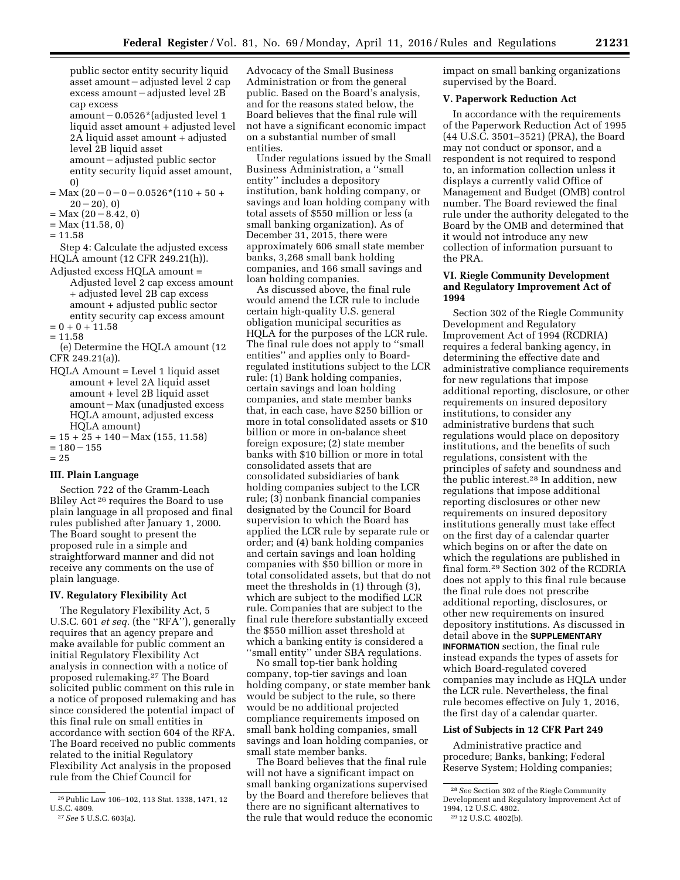public sector entity security liquid asset amount − adjusted level 2 cap excess amount − adjusted level 2B cap excess amount − 0.0526*(adjusted level 1 liquid asset amount + adjusted level 2A liquid asset amount + adjusted level 2B liquid asset amount − adjusted public sector entity security liquid asset amount, 0)

= Max (20 − 0 − 0 − 0.0526*(110 + 50 + 20 − 20), 0)

= Max (20 − 8.42, 0)

= Max (11.58, 0)

= 11.58

Step 4: Calculate the adjusted excess HQLA amount (12 CFR 249.21(h)).

Adjusted excess HQLA amount = Adjusted level 2 cap excess amount + adjusted level 2B cap excess amount + adjusted public sector entity security cap excess amount

= 0 + 0 + 11.58

= 11.58

(e) Determine the HQLA amount (12 CFR 249.21(a)).

HQLA Amount = Level 1 liquid asset amount + level 2A liquid asset amount + level 2B liquid asset amount − Max (unadjusted excess HQLA amount, adjusted excess HQLA amount)

= 15 + 25 + 140 − Max (155, 11.58)

= 180 − 155

= 25

## III. Plain Language

Section 722 of the Gramm-Leach Bliley Act [26] requires the Board to use plain language in all proposed and final rules published after January 1, 2000. The Board sought to present the proposed rule in a simple and straightforward manner and did not receive any comments on the use of plain language.

## IV. Regulatory Flexibility Act

The Regulatory Flexibility Act, 5 U.S.C. 601 *et seq.* (the ''RFA''), generally requires that an agency prepare and make available for public comment an initial Regulatory Flexibility Act analysis in connection with a notice of proposed rulemaking.[27] The Board solicited public comment on this rule in a notice of proposed rulemaking and has since considered the potential impact of this final rule on small entities in accordance with section 604 of the RFA. The Board received no public comments related to the initial Regulatory Flexibility Act analysis in the proposed rule from the Chief Counsel for Advocacy of the Small Business Administration or from the general public. Based on the Board's analysis, and for the reasons stated below, the Board believes that the final rule will not have a significant economic impact on a substantial number of small entities.

Under regulations issued by the Small Business Administration, a ''small entity'' includes a depository institution, bank holding company, or savings and loan holding company with total assets of $550 million or less (a small banking organization). As of December 31, 2015, there were approximately 606 small state member banks, 3,268 small bank holding companies, and 166 small savings and loan holding companies.

As discussed above, the final rule would amend the LCR rule to include certain high-quality U.S. general obligation municipal securities as HQLA for the purposes of the LCR rule. The final rule does not apply to ''small entities'' and applies only to Board-regulated institutions subject to the LCR rule: (1) Bank holding companies, certain savings and loan holding companies, and state member banks that, in each case, have $250 billion or more in total consolidated assets or $10 billion or more in on-balance sheet foreign exposure; (2) state member banks with $10 billion or more in total consolidated assets that are consolidated subsidiaries of bank holding companies subject to the LCR rule; (3) nonbank financial companies designated by the Council for Board supervision to which the Board has applied the LCR rule by separate rule or order; and (4) bank holding companies and certain savings and loan holding companies with $50 billion or more in total consolidated assets, but that do not meet the thresholds in (1) through (3), which are subject to the modified LCR rule. Companies that are subject to the final rule therefore substantially exceed the $550 million asset threshold at which a banking entity is considered a ''small entity'' under SBA regulations.

No small top-tier bank holding company, top-tier savings and loan holding company, or state member bank would be subject to the rule, so there would be no additional projected compliance requirements imposed on small bank holding companies, small savings and loan holding companies, or small state member banks.

The Board believes that the final rule will not have a significant impact on small banking organizations supervised by the Board and therefore believes that there are no significant alternatives to the rule that would reduce the economic impact on small banking organizations supervised by the Board.

## V. Paperwork Reduction Act

In accordance with the requirements of the Paperwork Reduction Act of 1995 (44 U.S.C. 3501–3521) (PRA), the Board may not conduct or sponsor, and a respondent is not required to respond to, an information collection unless it displays a currently valid Office of Management and Budget (OMB) control number. The Board reviewed the final rule under the authority delegated to the Board by the OMB and determined that it would not introduce any new collection of information pursuant to the PRA.

## VI. Riegle Community Development and Regulatory Improvement Act of 1994

Section 302 of the Riegle Community Development and Regulatory Improvement Act of 1994 (RCDRIA) requires a federal banking agency, in determining the effective date and administrative compliance requirements for new regulations that impose additional reporting, disclosure, or other requirements on insured depository institutions, to consider any administrative burdens that such regulations would place on depository institutions, and the benefits of such regulations, consistent with the principles of safety and soundness and the public interest.[28] In addition, new regulations that impose additional reporting disclosures or other new requirements on insured depository institutions generally must take effect on the first day of a calendar quarter which begins on or after the date on which the regulations are published in final form.[29] Section 302 of the RCDRIA does not apply to this final rule because the final rule does not prescribe additional reporting, disclosures, or other new requirements on insured depository institutions. As discussed in detail above in the **SUPPLEMENTARY INFORMATION** section, the final rule instead expands the types of assets for which Board-regulated covered companies may include as HQLA under the LCR rule. Nevertheless, the final rule becomes effective on July 1, 2016, the first day of a calendar quarter.

## List of Subjects in 12 CFR Part 249

Administrative practice and procedure; Banks, banking; Federal Reserve System; Holding companies;

---

[26] Public Law 106–102, 113 Stat. 1338, 1471, 12 U.S.C. 4809.

[27] *See* 5 U.S.C. 603(a).

[28] *See* Section 302 of the Riegle Community Development and Regulatory Improvement Act of 1994, 12 U.S.C. 4802.

[29] 12 U.S.C. 4802(b).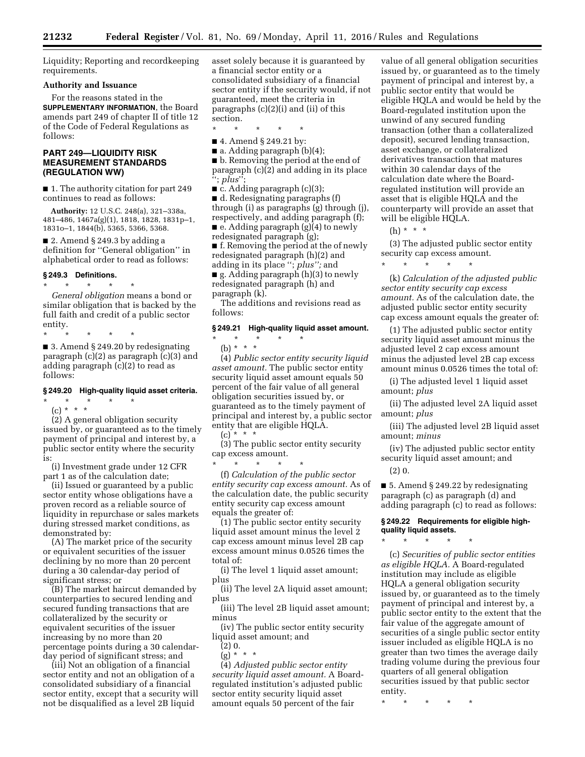Liquidity; Reporting and recordkeeping requirements.

**Authority and Issuance**

For the reasons stated in the **SUPPLEMENTARY INFORMATION**, the Board amends part 249 of chapter II of title 12 of the Code of Federal Regulations as follows:

## PART 249—LIQUIDITY RISK MEASUREMENT STANDARDS (REGULATION WW)

■ 1. The authority citation for part 249 continues to read as follows:

**Authority:** 12 U.S.C. 248(a), 321–338a, 481–486, 1467a(g)(1), 1818, 1828, 1831p–1, 1831o–1, 1844(b), 5365, 5366, 5368.

■ 2. Amend § 249.3 by adding a definition for ''General obligation'' in alphabetical order to read as follows:

### § 249.3 Definitions.

\* \* \* \* \*

*General obligation* means a bond or similar obligation that is backed by the full faith and credit of a public sector entity.

\* \* \* \* \*

■ 3. Amend § 249.20 by redesignating paragraph (c)(2) as paragraph (c)(3) and adding paragraph (c)(2) to read as follows:

### § 249.20 High-quality liquid asset criteria.

\* \* \* \* \*

(c) \* \* \*

(2) A general obligation security issued by, or guaranteed as to the timely payment of principal and interest by, a public sector entity where the security is:

(i) Investment grade under 12 CFR part 1 as of the calculation date;

(ii) Issued or guaranteed by a public sector entity whose obligations have a proven record as a reliable source of liquidity in repurchase or sales markets during stressed market conditions, as demonstrated by:

(A) The market price of the security or equivalent securities of the issuer declining by no more than 20 percent during a 30 calendar-day period of significant stress; or

(B) The market haircut demanded by counterparties to secured lending and secured funding transactions that are collateralized by the security or equivalent securities of the issuer increasing by no more than 20 percentage points during a 30 calendar-day period of significant stress; and

(iii) Not an obligation of a financial sector entity and not an obligation of a consolidated subsidiary of a financial sector entity, except that a security will not be disqualified as a level 2B liquid asset solely because it is guaranteed by a financial sector entity or a consolidated subsidiary of a financial sector entity if the security would, if not guaranteed, meet the criteria in paragraphs (c)(2)(i) and (ii) of this section.

\* \* \* \* \*

■ 4. Amend § 249.21 by:

■ a. Adding paragraph (b)(4);

■ b. Removing the period at the end of paragraph (c)(2) and adding in its place ''; *plus*'';

■ c. Adding paragraph (c)(3);

■ d. Redesignating paragraphs (f) through (i) as paragraphs (g) through (j), respectively, and adding paragraph (f);

■ e. Adding paragraph (g)(4) to newly redesignated paragraph (g);

■ f. Removing the period at the of newly redesignated paragraph (h)(2) and adding in its place ''; *plus'';* and

■ g. Adding paragraph (h)(3) to newly redesignated paragraph (h) and paragraph (k).

The additions and revisions read as follows:

### § 249.21 High-quality liquid asset amount.

\* \* \* \* \*

(b) \* \* \*

(4) *Public sector entity security liquid asset amount.* The public sector entity security liquid asset amount equals 50 percent of the fair value of all general obligation securities issued by, or guaranteed as to the timely payment of principal and interest by, a public sector entity that are eligible HQLA.

(c) \* \* \*

(3) The public sector entity security cap excess amount.

\* \* \* \* \*

(f) *Calculation of the public sector entity security cap excess amount.* As of the calculation date, the public sector entity security cap excess amount equals the greater of:

(1) The public sector entity security liquid asset amount minus the level 2 cap excess amount minus level 2B cap excess amount minus 0.0526 times the total of:

(i) The level 1 liquid asset amount; plus

(ii) The level 2A liquid asset amount; plus

(iii) The level 2B liquid asset amount; minus

(iv) The public sector entity security liquid asset amount; and

(2) 0.

(g) \* \* \*

(4) *Adjusted public sector entity security liquid asset amount.* A Board-regulated institution's adjusted public sector entity security liquid asset amount equals 50 percent of the fair value of all general obligation securities issued by, or guaranteed as to the timely payment of principal and interest by, a public sector entity that would be eligible HQLA and would be held by the Board-regulated institution upon the unwind of any secured funding transaction (other than a collateralized deposit), secured lending transaction, asset exchange, or collateralized derivatives transaction that matures within 30 calendar days of the calculation date where the Board-regulated institution will provide an asset that is eligible HQLA and the counterparty will provide an asset that will be eligible HQLA.

(h) \* \* \*

(3) The adjusted public sector entity security cap excess amount.

\* \* \* \* \*

(k) *Calculation of the adjusted public sector entity security cap excess amount.* As of the calculation date, the adjusted public sector entity security cap excess amount equals the greater of:

(1) The adjusted public sector entity security liquid asset amount minus the adjusted level 2 cap excess amount minus the adjusted level 2B cap excess amount minus 0.0526 times the total of:

(i) The adjusted level 1 liquid asset amount; *plus*

(ii) The adjusted level 2A liquid asset amount; *plus*

(iii) The adjusted level 2B liquid asset amount; *minus*

(iv) The adjusted public sector entity security liquid asset amount; and

(2) 0.

■ 5. Amend § 249.22 by redesignating paragraph (c) as paragraph (d) and adding paragraph (c) to read as follows:

### § 249.22 Requirements for eligible high-quality liquid assets.

\* \* \* \* \*

(c) *Securities of public sector entities as eligible HQLA.* A Board-regulated institution may include as eligible HQLA a general obligation security issued by, or guaranteed as to the timely payment of principal and interest by, a public sector entity to the extent that the fair value of the aggregate amount of securities of a single public sector entity issuer included as eligible HQLA is no greater than two times the average daily trading volume during the previous four quarters of all general obligation securities issued by that public sector entity.

\* \* \* \* \*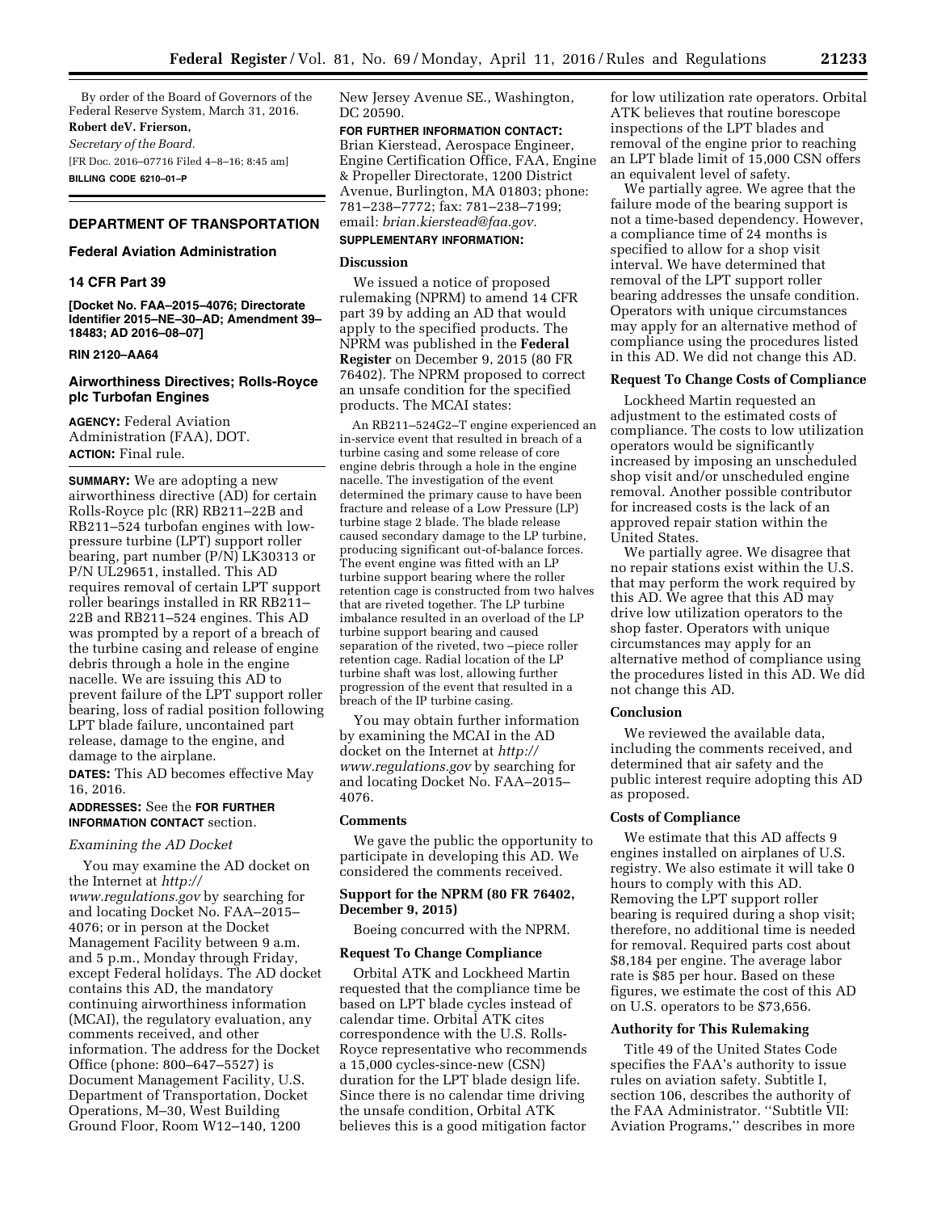By order of the Board of Governors of the Federal Reserve System, March 31, 2016.

**Robert deV. Frierson,**

*Secretary of the Board.*

[FR Doc. 2016–07716 Filed 4–8–16; 8:45 am]

**BILLING CODE 6210–01–P**

---

## DEPARTMENT OF TRANSPORTATION

### Federal Aviation Administration

### 14 CFR Part 39

**[Docket No. FAA–2015–4076; Directorate Identifier 2015–NE–30–AD; Amendment 39–18483; AD 2016–08–07]**

**RIN 2120–AA64**

### Airworthiness Directives; Rolls-Royce plc Turbofan Engines

**AGENCY:** Federal Aviation Administration (FAA), DOT.

**ACTION:** Final rule.

**SUMMARY:** We are adopting a new airworthiness directive (AD) for certain Rolls-Royce plc (RR) RB211–22B and RB211–524 turbofan engines with low-pressure turbine (LPT) support roller bearing, part number (P/N) LK30313 or P/N UL29651, installed. This AD requires removal of certain LPT support roller bearings installed in RR RB211–22B and RB211–524 engines. This AD was prompted by a report of a breach of the turbine casing and release of engine debris through a hole in the engine nacelle. We are issuing this AD to prevent failure of the LPT support roller bearing, loss of radial position following LPT blade failure, uncontained part release, damage to the engine, and damage to the airplane.

**DATES:** This AD becomes effective May 16, 2016.

**ADDRESSES:** See the **FOR FURTHER INFORMATION CONTACT** section.

*Examining the AD Docket*

You may examine the AD docket on the Internet at *http://www.regulations.gov* by searching for and locating Docket No. FAA–2015–4076; or in person at the Docket Management Facility between 9 a.m. and 5 p.m., Monday through Friday, except Federal holidays. The AD docket contains this AD, the mandatory continuing airworthiness information (MCAI), the regulatory evaluation, any comments received, and other information. The address for the Docket Office (phone: 800–647–5527) is Document Management Facility, U.S. Department of Transportation, Docket Operations, M–30, West Building Ground Floor, Room W12–140, 1200 New Jersey Avenue SE., Washington, DC 20590.

**FOR FURTHER INFORMATION CONTACT:** Brian Kierstead, Aerospace Engineer, Engine Certification Office, FAA, Engine & Propeller Directorate, 1200 District Avenue, Burlington, MA 01803; phone: 781–238–7772; fax: 781–238–7199; email: *brian.kierstead@faa.gov.*

**SUPPLEMENTARY INFORMATION:**

#### Discussion

We issued a notice of proposed rulemaking (NPRM) to amend 14 CFR part 39 by adding an AD that would apply to the specified products. The NPRM was published in the **Federal Register** on December 9, 2015 (80 FR 76402). The NPRM proposed to correct an unsafe condition for the specified products. The MCAI states:

> An RB211–524G2–T engine experienced an in-service event that resulted in breach of a turbine casing and some release of core engine debris through a hole in the engine nacelle. The investigation of the event determined the primary cause to have been fracture and release of a Low Pressure (LP) turbine stage 2 blade. The blade release caused secondary damage to the LP turbine, producing significant out-of-balance forces. The event engine was fitted with an LP turbine support bearing where the roller retention cage is constructed from two halves that are riveted together. The LP turbine imbalance resulted in an overload of the LP turbine support bearing and caused separation of the riveted, two –piece roller retention cage. Radial location of the LP turbine shaft was lost, allowing further progression of the event that resulted in a breach of the IP turbine casing.

You may obtain further information by examining the MCAI in the AD docket on the Internet at *http://www.regulations.gov* by searching for and locating Docket No. FAA–2015–4076.

#### Comments

We gave the public the opportunity to participate in developing this AD. We considered the comments received.

#### Support for the NPRM (80 FR 76402, December 9, 2015)

Boeing concurred with the NPRM.

#### Request To Change Compliance

Orbital ATK and Lockheed Martin requested that the compliance time be based on LPT blade cycles instead of calendar time. Orbital ATK cites correspondence with the U.S. Rolls-Royce representative who recommends a 15,000 cycles-since-new (CSN) duration for the LPT blade design life. Since there is no calendar time driving the unsafe condition, Orbital ATK believes this is a good mitigation factor for low utilization rate operators. Orbital ATK believes that routine borescope inspections of the LPT blades and removal of the engine prior to reaching an LPT blade limit of 15,000 CSN offers an equivalent level of safety.

We partially agree. We agree that the failure mode of the bearing support is not a time-based dependency. However, a compliance time of 24 months is specified to allow for a shop visit interval. We have determined that removal of the LPT support roller bearing addresses the unsafe condition. Operators with unique circumstances may apply for an alternative method of compliance using the procedures listed in this AD. We did not change this AD.

#### Request To Change Costs of Compliance

Lockheed Martin requested an adjustment to the estimated costs of compliance. The costs to low utilization operators would be significantly increased by imposing an unscheduled shop visit and/or unscheduled engine removal. Another possible contributor for increased costs is the lack of an approved repair station within the United States.

We partially agree. We disagree that no repair stations exist within the U.S. that may perform the work required by this AD. We agree that this AD may drive low utilization operators to the shop faster. Operators with unique circumstances may apply for an alternative method of compliance using the procedures listed in this AD. We did not change this AD.

#### Conclusion

We reviewed the available data, including the comments received, and determined that air safety and the public interest require adopting this AD as proposed.

#### Costs of Compliance

We estimate that this AD affects 9 engines installed on airplanes of U.S. registry. We also estimate it will take 0 hours to comply with this AD. Removing the LPT support roller bearing is required during a shop visit; therefore, no additional time is needed for removal. Required parts cost about $8,184 per engine. The average labor rate is $85 per hour. Based on these figures, we estimate the cost of this AD on U.S. operators to be $73,656.

#### Authority for This Rulemaking

Title 49 of the United States Code specifies the FAA's authority to issue rules on aviation safety. Subtitle I, section 106, describes the authority of the FAA Administrator. ''Subtitle VII: Aviation Programs,'' describes in more